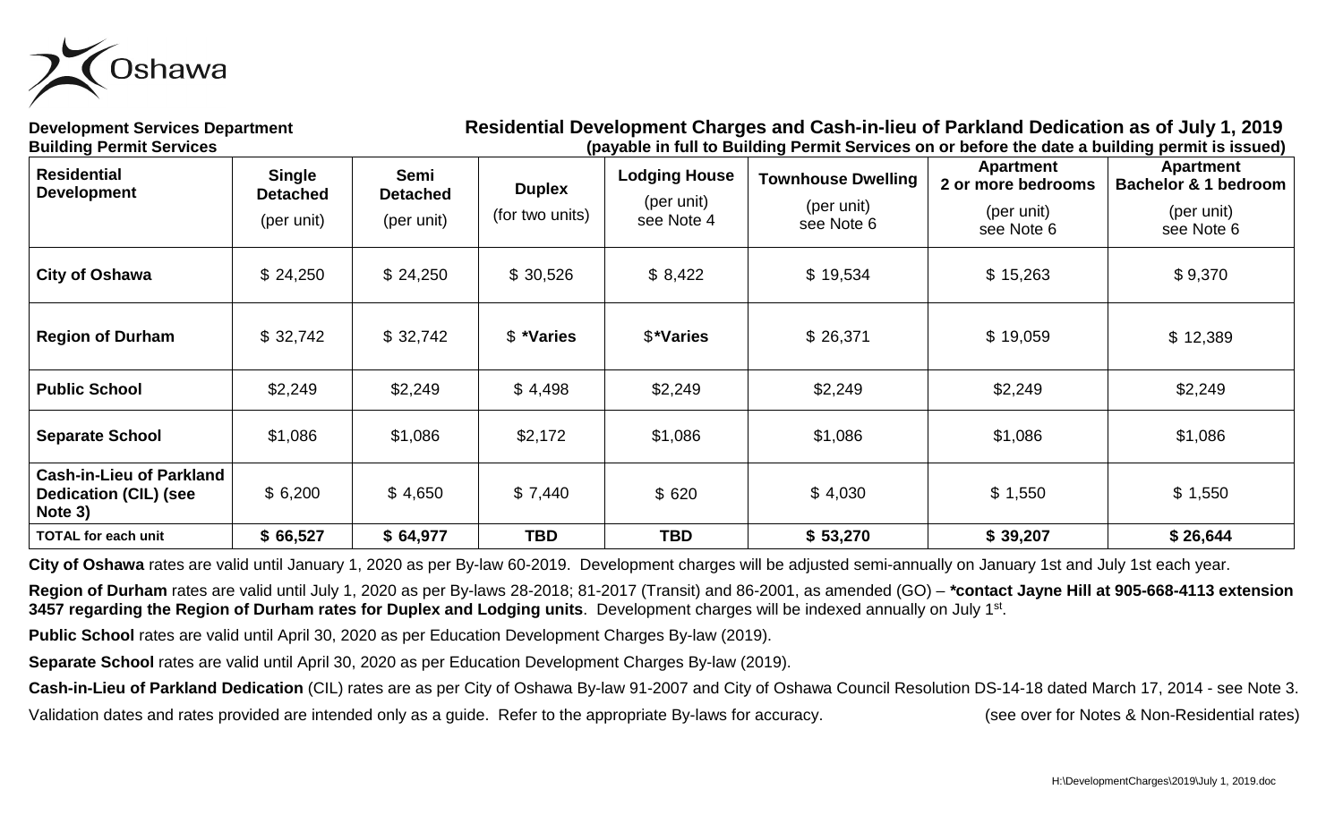Oshawa

**Development Services Department**
**Building Permit Services**

## Residential Development Charges and Cash-in-lieu of Parkland Dedication as of July 1, 2019

**(payable in full to Building Permit Services on or before the date a building permit is issued)**

| **Residential Development** | **Single Detached** (per unit) | **Semi Detached** (per unit) | **Duplex** (for two units) | **Lodging House** (per unit) see Note 4 | **Townhouse Dwelling** (per unit) see Note 6 | **Apartment 2 or more bedrooms** (per unit) see Note 6 | **Apartment Bachelor & 1 bedroom** (per unit) see Note 6 |
|---|---|---|---|---|---|---|---|
| **City of Oshawa** | $ 24,250 | $ 24,250 | $ 30,526 | $ 8,422 | $ 19,534 | $ 15,263 | $ 9,370 |
| **Region of Durham** | $ 32,742 | $ 32,742 | $ ***Varies** | $***Varies** | $ 26,371 | $ 19,059 | $ 12,389 |
| **Public School** | $2,249 | $2,249 | $ 4,498 | $2,249 | $2,249 | $2,249 | $2,249 |
| **Separate School** | $1,086 | $1,086 | $2,172 | $1,086 | $1,086 | $1,086 | $1,086 |
| **Cash-in-Lieu of Parkland Dedication (CIL) (see Note 3)** | $ 6,200 | $ 4,650 | $ 7,440 | $ 620 | $ 4,030 | $ 1,550 | $ 1,550 |
| **TOTAL for each unit** | **$ 66,527** | **$ 64,977** | **TBD** | **TBD** | **$ 53,270** | **$ 39,207** | **$ 26,644** |

**City of Oshawa** rates are valid until January 1, 2020 as per By-law 60-2019. Development charges will be adjusted semi-annually on January 1st and July 1st each year.

**Region of Durham** rates are valid until July 1, 2020 as per By-laws 28-2018; 81-2017 (Transit) and 86-2001, as amended (GO) – ***contact Jayne Hill at 905-668-4113 extension 3457 regarding the Region of Durham rates for Duplex and Lodging units**. Development charges will be indexed annually on July 1st.

**Public School** rates are valid until April 30, 2020 as per Education Development Charges By-law (2019).

**Separate School** rates are valid until April 30, 2020 as per Education Development Charges By-law (2019).

**Cash-in-Lieu of Parkland Dedication** (CIL) rates are as per City of Oshawa By-law 91-2007 and City of Oshawa Council Resolution DS-14-18 dated March 17, 2014 - see Note 3.

Validation dates and rates provided are intended only as a guide. Refer to the appropriate By-laws for accuracy. (see over for Notes & Non-Residential rates)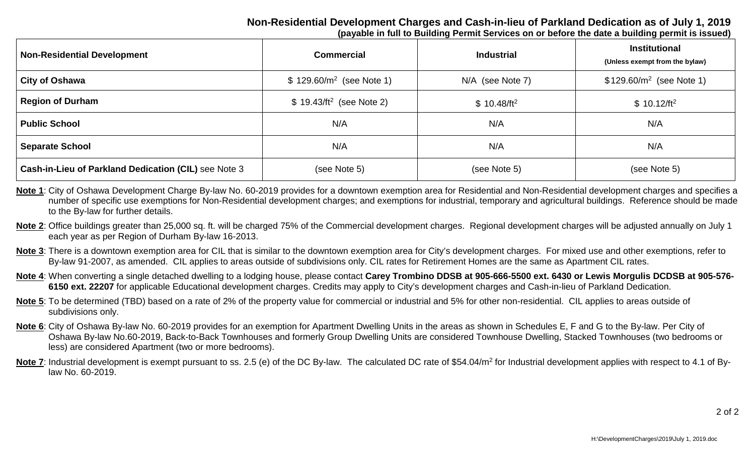## Non-Residential Development Charges and Cash-in-lieu of Parkland Dedication as of July 1, 2019

**(payable in full to Building Permit Services on or before the date a building permit is issued)**

| **Non-Residential Development** | **Commercial** | **Industrial** | **Institutional** (Unless exempt from the bylaw) |
|---|---|---|---|
| **City of Oshawa** | \$ 129.60/$m^2$ (see Note 1) | N/A (see Note 7) | \$129.60/$m^2$ (see Note 1) |
| **Region of Durham** | \$ 19.43/$ft^2$ (see Note 2) | \$ 10.48/$ft^2$ | \$ 10.12/$ft^2$ |
| **Public School** | N/A | N/A | N/A |
| **Separate School** | N/A | N/A | N/A |
| **Cash-in-Lieu of Parkland Dedication (CIL)** see Note 3 | (see Note 5) | (see Note 5) | (see Note 5) |

**Note 1**: City of Oshawa Development Charge By-law No. 60-2019 provides for a downtown exemption area for Residential and Non-Residential development charges and specifies a number of specific use exemptions for Non-Residential development charges; and exemptions for industrial, temporary and agricultural buildings. Reference should be made to the By-law for further details.

**Note 2**: Office buildings greater than 25,000 sq. ft. will be charged 75% of the Commercial development charges. Regional development charges will be adjusted annually on July 1 each year as per Region of Durham By-law 16-2013.

**Note 3**: There is a downtown exemption area for CIL that is similar to the downtown exemption area for City's development charges. For mixed use and other exemptions, refer to By-law 91-2007, as amended. CIL applies to areas outside of subdivisions only. CIL rates for Retirement Homes are the same as Apartment CIL rates.

**Note 4**: When converting a single detached dwelling to a lodging house, please contact **Carey Trombino DDSB at 905-666-5500 ext. 6430 or Lewis Morgulis DCDSB at 905-576-6150 ext. 22207** for applicable Educational development charges. Credits may apply to City's development charges and Cash-in-lieu of Parkland Dedication.

**Note 5**: To be determined (TBD) based on a rate of 2% of the property value for commercial or industrial and 5% for other non-residential. CIL applies to areas outside of subdivisions only.

**Note 6**: City of Oshawa By-law No. 60-2019 provides for an exemption for Apartment Dwelling Units in the areas as shown in Schedules E, F and G to the By-law. Per City of Oshawa By-law No.60-2019, Back-to-Back Townhouses and formerly Group Dwelling Units are considered Townhouse Dwelling, Stacked Townhouses (two bedrooms or less) are considered Apartment (two or more bedrooms).

**Note 7**: Industrial development is exempt pursuant to ss. 2.5 (e) of the DC By-law. The calculated DC rate of \$54.04/$m^2$ for Industrial development applies with respect to 4.1 of By-law No. 60-2019.

H:\DevelopmentCharges\2019\July 1, 2019.doc